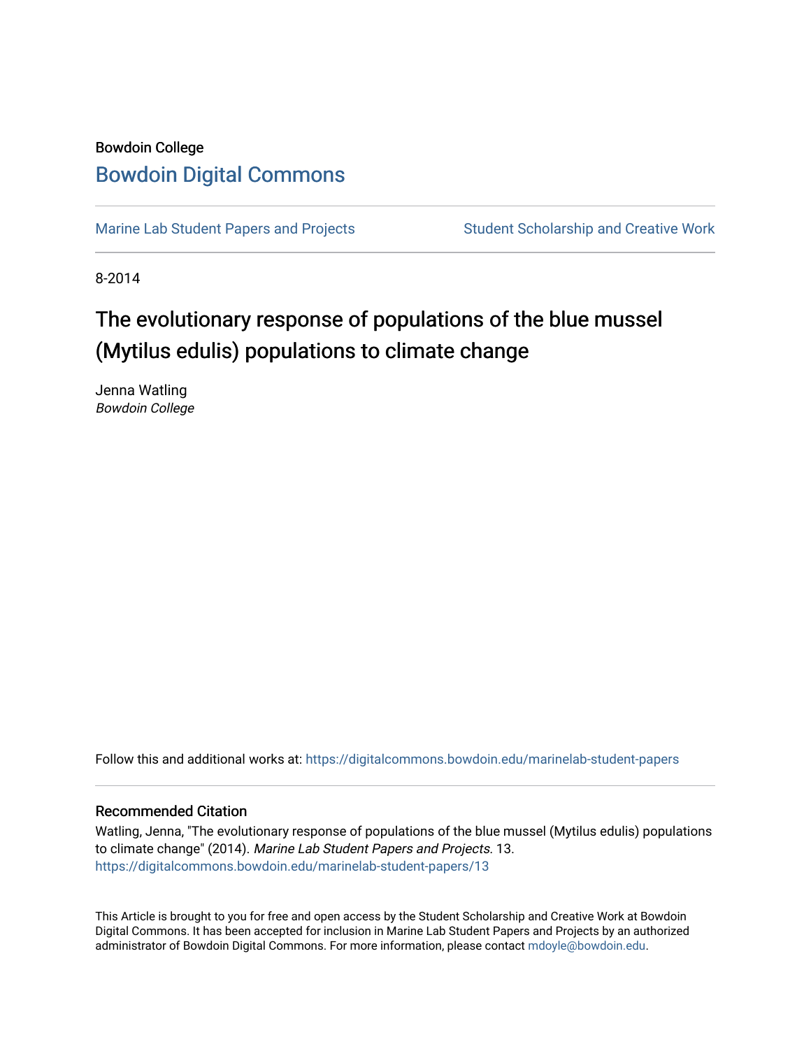Bowdoin College

# Bowdoin Digital Commons

Marine Lab Student Papers and Projects | Student Scholarship and Creative Work

8-2014

## The evolutionary response of populations of the blue mussel (Mytilus edulis) populations to climate change

Jenna Watling
*Bowdoin College*

Follow this and additional works at: https://digitalcommons.bowdoin.edu/marinelab-student-papers

### Recommended Citation

Watling, Jenna, "The evolutionary response of populations of the blue mussel (Mytilus edulis) populations to climate change" (2014). *Marine Lab Student Papers and Projects*. 13.
https://digitalcommons.bowdoin.edu/marinelab-student-papers/13

This Article is brought to you for free and open access by the Student Scholarship and Creative Work at Bowdoin Digital Commons. It has been accepted for inclusion in Marine Lab Student Papers and Projects by an authorized administrator of Bowdoin Digital Commons. For more information, please contact mdoyle@bowdoin.edu.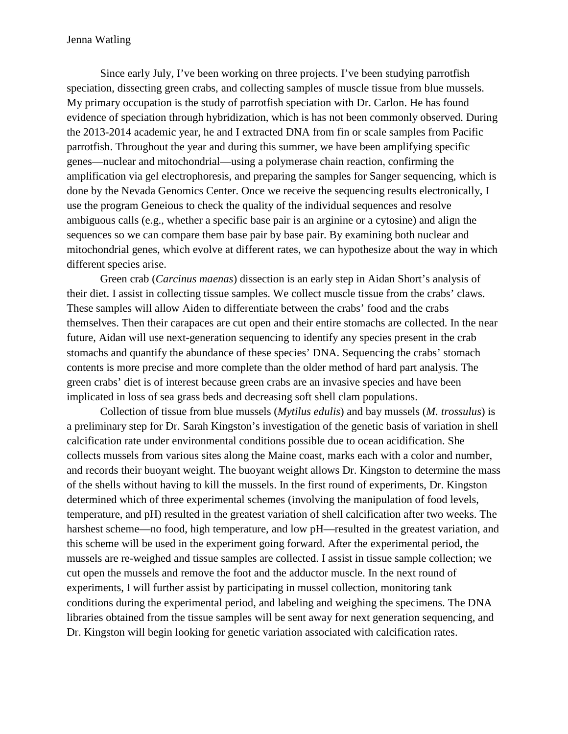Jenna Watling

Since early July, I've been working on three projects. I've been studying parrotfish speciation, dissecting green crabs, and collecting samples of muscle tissue from blue mussels. My primary occupation is the study of parrotfish speciation with Dr. Carlon. He has found evidence of speciation through hybridization, which is has not been commonly observed. During the 2013-2014 academic year, he and I extracted DNA from fin or scale samples from Pacific parrotfish. Throughout the year and during this summer, we have been amplifying specific genes—nuclear and mitochondrial—using a polymerase chain reaction, confirming the amplification via gel electrophoresis, and preparing the samples for Sanger sequencing, which is done by the Nevada Genomics Center. Once we receive the sequencing results electronically, I use the program Geneious to check the quality of the individual sequences and resolve ambiguous calls (e.g., whether a specific base pair is an arginine or a cytosine) and align the sequences so we can compare them base pair by base pair. By examining both nuclear and mitochondrial genes, which evolve at different rates, we can hypothesize about the way in which different species arise.

Green crab (*Carcinus maenas*) dissection is an early step in Aidan Short's analysis of their diet. I assist in collecting tissue samples. We collect muscle tissue from the crabs' claws. These samples will allow Aiden to differentiate between the crabs' food and the crabs themselves. Then their carapaces are cut open and their entire stomachs are collected. In the near future, Aidan will use next-generation sequencing to identify any species present in the crab stomachs and quantify the abundance of these species' DNA. Sequencing the crabs' stomach contents is more precise and more complete than the older method of hard part analysis. The green crabs' diet is of interest because green crabs are an invasive species and have been implicated in loss of sea grass beds and decreasing soft shell clam populations.

Collection of tissue from blue mussels (*Mytilus edulis*) and bay mussels (*M. trossulus*) is a preliminary step for Dr. Sarah Kingston's investigation of the genetic basis of variation in shell calcification rate under environmental conditions possible due to ocean acidification. She collects mussels from various sites along the Maine coast, marks each with a color and number, and records their buoyant weight. The buoyant weight allows Dr. Kingston to determine the mass of the shells without having to kill the mussels. In the first round of experiments, Dr. Kingston determined which of three experimental schemes (involving the manipulation of food levels, temperature, and pH) resulted in the greatest variation of shell calcification after two weeks. The harshest scheme—no food, high temperature, and low pH—resulted in the greatest variation, and this scheme will be used in the experiment going forward. After the experimental period, the mussels are re-weighed and tissue samples are collected. I assist in tissue sample collection; we cut open the mussels and remove the foot and the adductor muscle. In the next round of experiments, I will further assist by participating in mussel collection, monitoring tank conditions during the experimental period, and labeling and weighing the specimens. The DNA libraries obtained from the tissue samples will be sent away for next generation sequencing, and Dr. Kingston will begin looking for genetic variation associated with calcification rates.